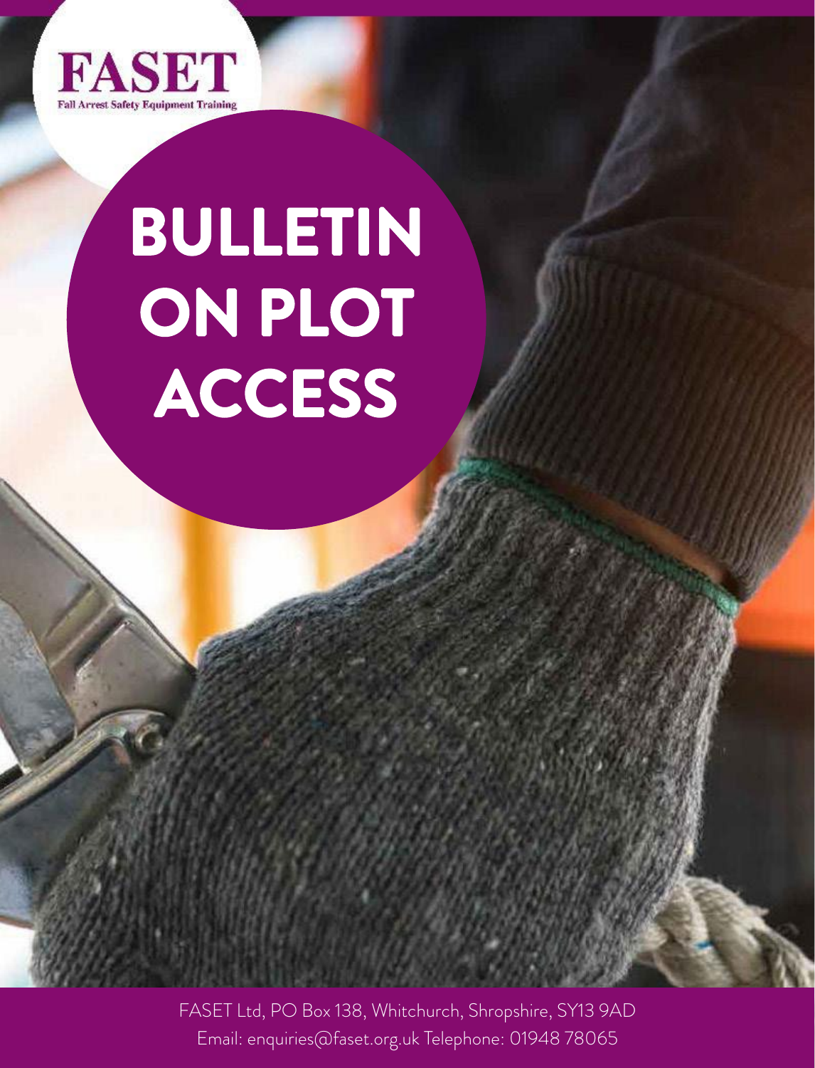**FASET**

Fall Arrest Safety Equipment Training

# BULLETIN ON PLOT ACCESS

FASET Ltd, PO Box 138, Whitchurch, Shropshire, SY13 9AD

Email: enquiries@faset.org.uk Telephone: 01948 78065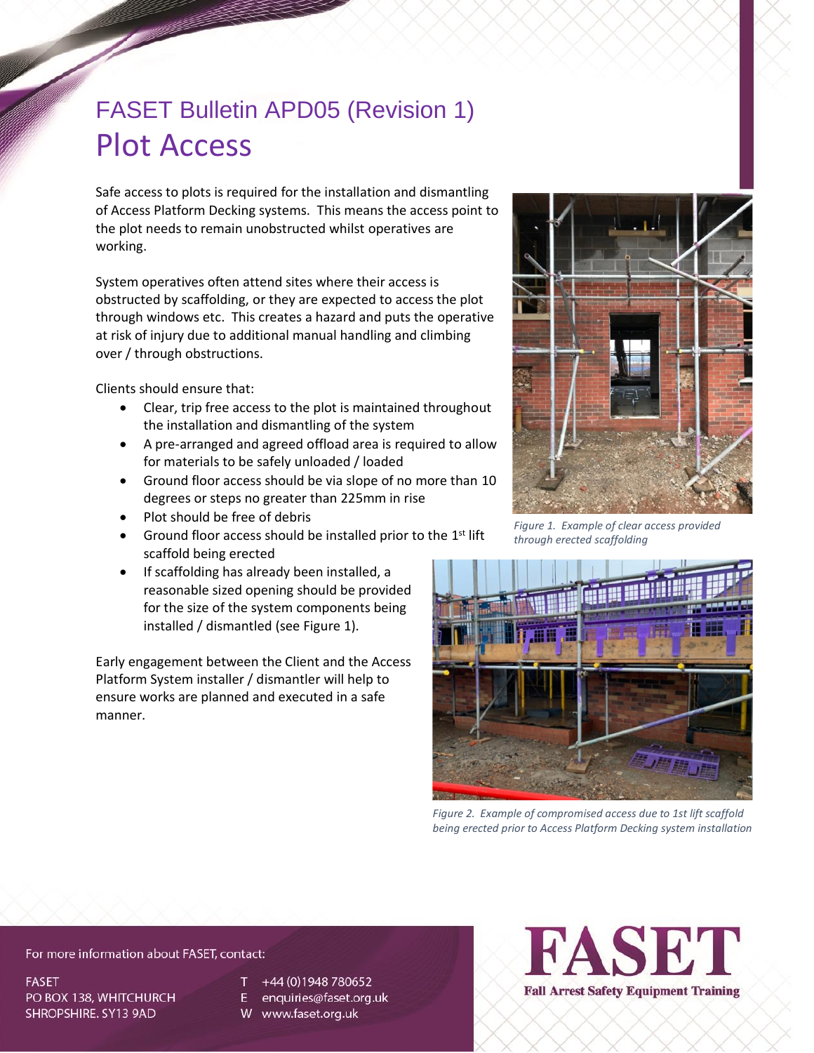# FASET Bulletin APD05 (Revision 1)

## Plot Access

Safe access to plots is required for the installation and dismantling of Access Platform Decking systems. This means the access point to the plot needs to remain unobstructed whilst operatives are working.

System operatives often attend sites where their access is obstructed by scaffolding, or they are expected to access the plot through windows etc. This creates a hazard and puts the operative at risk of injury due to additional manual handling and climbing over / through obstructions.

Clients should ensure that:

- Clear, trip free access to the plot is maintained throughout the installation and dismantling of the system
- A pre-arranged and agreed offload area is required to allow for materials to be safely unloaded / loaded
- Ground floor access should be via slope of no more than 10 degrees or steps no greater than 225mm in rise
- Plot should be free of debris
- Ground floor access should be installed prior to the 1st lift scaffold being erected
- If scaffolding has already been installed, a reasonable sized opening should be provided for the size of the system components being installed / dismantled (see Figure 1).

Early engagement between the Client and the Access Platform System installer / dismantler will help to ensure works are planned and executed in a safe manner.

*Figure 1. Example of clear access provided through erected scaffolding*

*Figure 2. Example of compromised access due to 1st lift scaffold being erected prior to Access Platform Decking system installation*

For more information about FASET, contact:

FASET
PO BOX 138, WHITCHURCH
SHROPSHIRE. SY13 9AD

T +44 (0)1948 780652
E enquiries@faset.org.uk
W www.faset.org.uk

FASET
Fall Arrest Safety Equipment Training